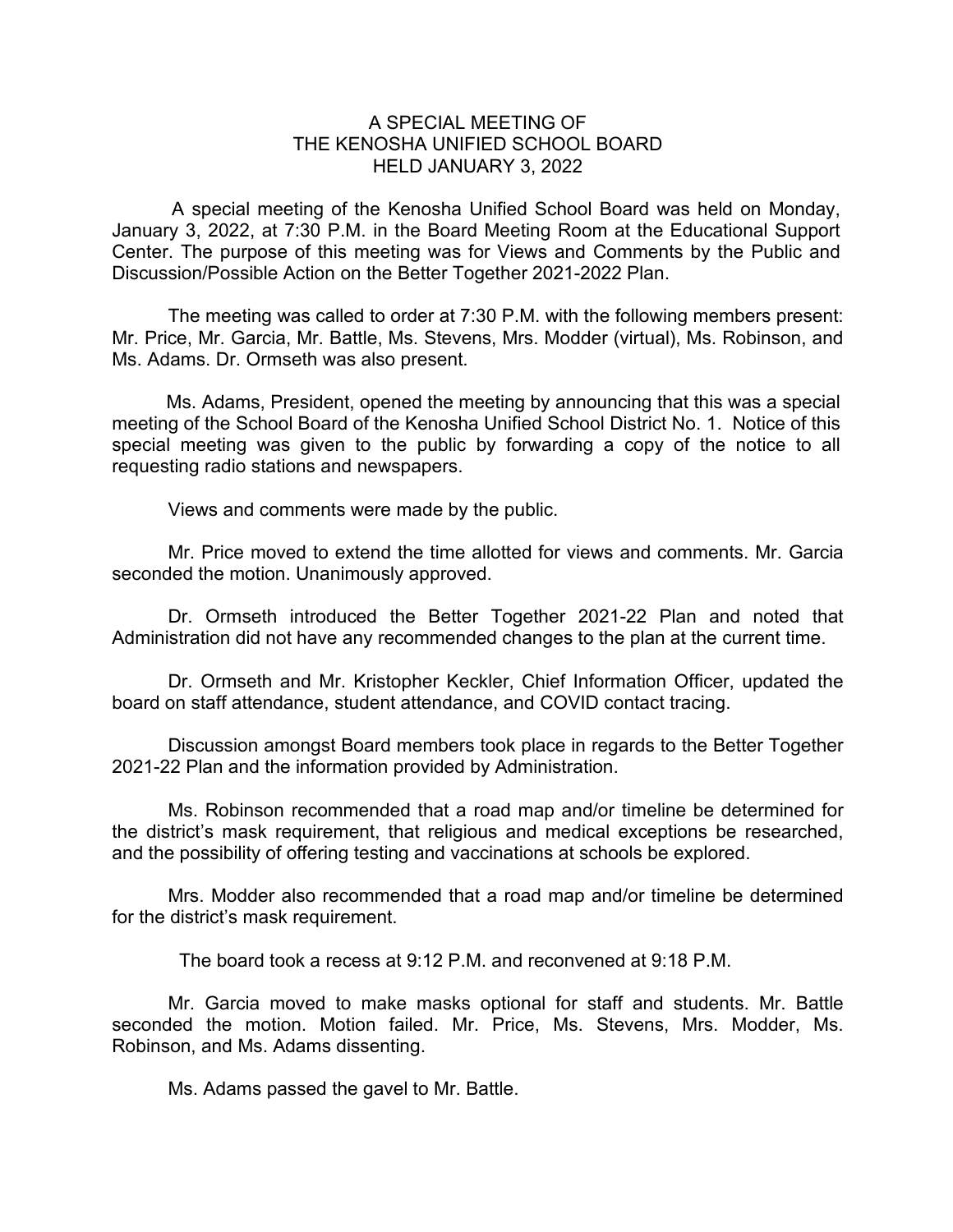# A SPECIAL MEETING OF THE KENOSHA UNIFIED SCHOOL BOARD HELD JANUARY 3, 2022

A special meeting of the Kenosha Unified School Board was held on Monday, January 3, 2022, at 7:30 P.M. in the Board Meeting Room at the Educational Support Center. The purpose of this meeting was for Views and Comments by the Public and Discussion/Possible Action on the Better Together 2021-2022 Plan.

The meeting was called to order at 7:30 P.M. with the following members present: Mr. Price, Mr. Garcia, Mr. Battle, Ms. Stevens, Mrs. Modder (virtual), Ms. Robinson, and Ms. Adams. Dr. Ormseth was also present.

Ms. Adams, President, opened the meeting by announcing that this was a special meeting of the School Board of the Kenosha Unified School District No. 1. Notice of this special meeting was given to the public by forwarding a copy of the notice to all requesting radio stations and newspapers.

Views and comments were made by the public.

Mr. Price moved to extend the time allotted for views and comments. Mr. Garcia seconded the motion. Unanimously approved.

Dr. Ormseth introduced the Better Together 2021-22 Plan and noted that Administration did not have any recommended changes to the plan at the current time.

Dr. Ormseth and Mr. Kristopher Keckler, Chief Information Officer, updated the board on staff attendance, student attendance, and COVID contact tracing.

Discussion amongst Board members took place in regards to the Better Together 2021-22 Plan and the information provided by Administration.

Ms. Robinson recommended that a road map and/or timeline be determined for the district's mask requirement, that religious and medical exceptions be researched, and the possibility of offering testing and vaccinations at schools be explored.

Mrs. Modder also recommended that a road map and/or timeline be determined for the district's mask requirement.

The board took a recess at 9:12 P.M. and reconvened at 9:18 P.M.

Mr. Garcia moved to make masks optional for staff and students. Mr. Battle seconded the motion. Motion failed. Mr. Price, Ms. Stevens, Mrs. Modder, Ms. Robinson, and Ms. Adams dissenting.

Ms. Adams passed the gavel to Mr. Battle.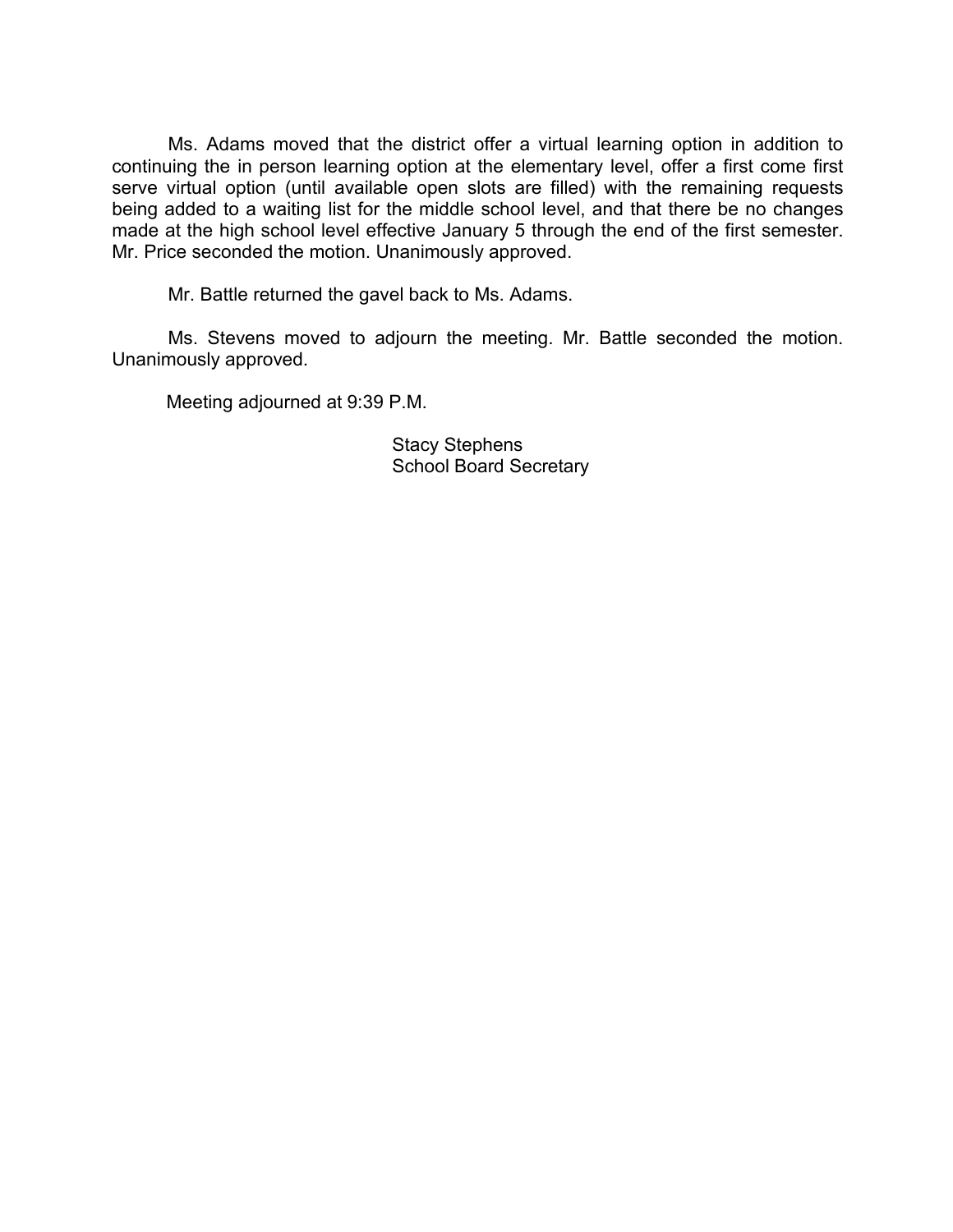Ms. Adams moved that the district offer a virtual learning option in addition to continuing the in person learning option at the elementary level, offer a first come first serve virtual option (until available open slots are filled) with the remaining requests being added to a waiting list for the middle school level, and that there be no changes made at the high school level effective January 5 through the end of the first semester. Mr. Price seconded the motion. Unanimously approved.

Mr. Battle returned the gavel back to Ms. Adams.

Ms. Stevens moved to adjourn the meeting. Mr. Battle seconded the motion. Unanimously approved.

Meeting adjourned at 9:39 P.M.

Stacy Stephens
School Board Secretary